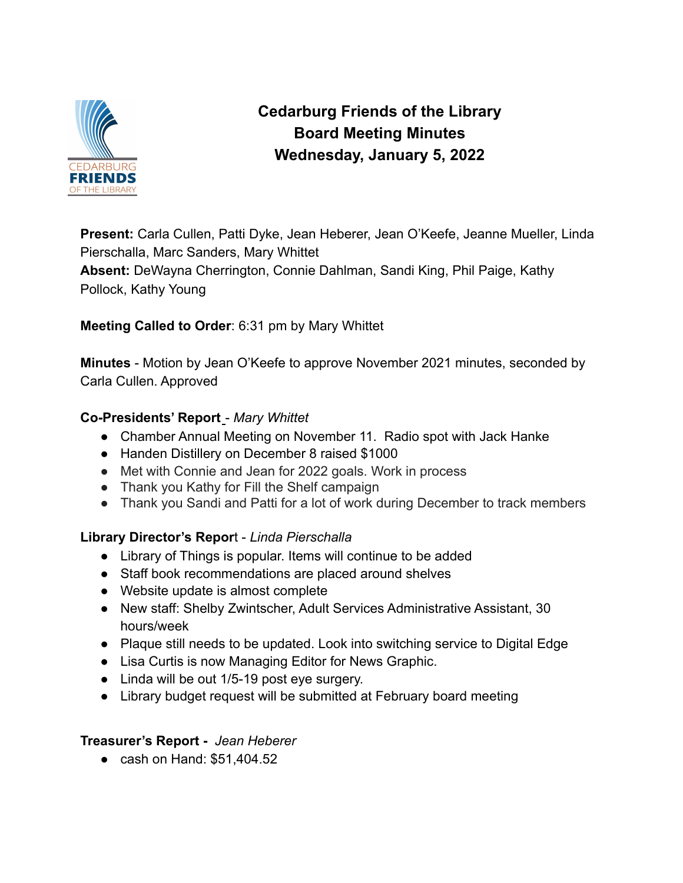# Cedarburg Friends of the Library
## Board Meeting Minutes
## Wednesday, January 5, 2022

**Present:** Carla Cullen, Patti Dyke, Jean Heberer, Jean O'Keefe, Jeanne Mueller, Linda Pierschalla, Marc Sanders, Mary Whittet
**Absent:** DeWayna Cherrington, Connie Dahlman, Sandi King, Phil Paige, Kathy Pollock, Kathy Young

**Meeting Called to Order**: 6:31 pm by Mary Whittet

**Minutes** - Motion by Jean O'Keefe to approve November 2021 minutes, seconded by Carla Cullen. Approved

**Co-Presidents' Report** - *Mary Whittet*

- Chamber Annual Meeting on November 11. Radio spot with Jack Hanke
- Handen Distillery on December 8 raised $1000
- Met with Connie and Jean for 2022 goals. Work in process
- Thank you Kathy for Fill the Shelf campaign
- Thank you Sandi and Patti for a lot of work during December to track members

**Library Director's Report** - *Linda Pierschalla*

- Library of Things is popular. Items will continue to be added
- Staff book recommendations are placed around shelves
- Website update is almost complete
- New staff: Shelby Zwintscher, Adult Services Administrative Assistant, 30 hours/week
- Plaque still needs to be updated. Look into switching service to Digital Edge
- Lisa Curtis is now Managing Editor for News Graphic.
- Linda will be out 1/5-19 post eye surgery.
- Library budget request will be submitted at February board meeting

**Treasurer's Report -** *Jean Heberer*

- cash on Hand: $51,404.52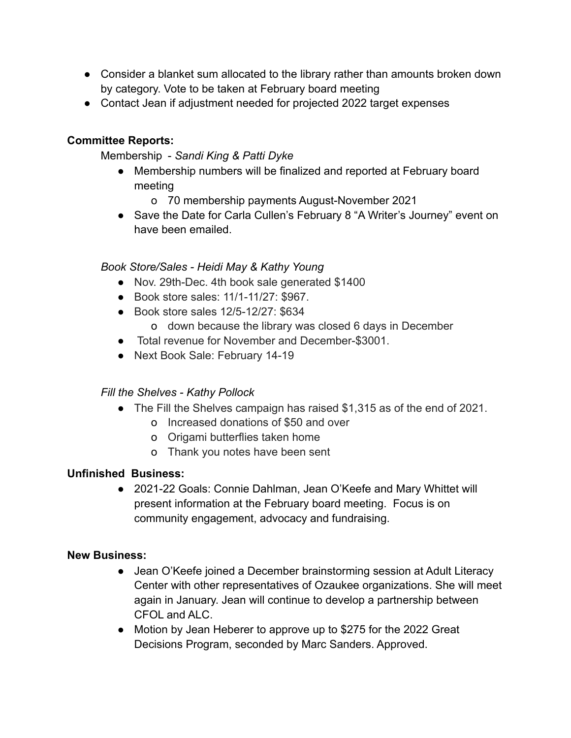- Consider a blanket sum allocated to the library rather than amounts broken down by category. Vote to be taken at February board meeting
- Contact Jean if adjustment needed for projected 2022 target expenses

**Committee Reports:**

Membership - *Sandi King & Patti Dyke*

- Membership numbers will be finalized and reported at February board meeting
  - 70 membership payments August-November 2021
- Save the Date for Carla Cullen's February 8 "A Writer's Journey" event on have been emailed.

*Book Store/Sales - Heidi May & Kathy Young*

- Nov. 29th-Dec. 4th book sale generated $1400
- Book store sales: 11/1-11/27: $967.
- Book store sales 12/5-12/27: $634
  - down because the library was closed 6 days in December
- Total revenue for November and December-$3001.
- Next Book Sale: February 14-19

*Fill the Shelves - Kathy Pollock*

- The Fill the Shelves campaign has raised $1,315 as of the end of 2021.
  - Increased donations of $50 and over
  - Origami butterflies taken home
  - Thank you notes have been sent

**Unfinished Business:**

- 2021-22 Goals: Connie Dahlman, Jean O'Keefe and Mary Whittet will present information at the February board meeting. Focus is on community engagement, advocacy and fundraising.

**New Business:**

- Jean O'Keefe joined a December brainstorming session at Adult Literacy Center with other representatives of Ozaukee organizations. She will meet again in January. Jean will continue to develop a partnership between CFOL and ALC.
- Motion by Jean Heberer to approve up to $275 for the 2022 Great Decisions Program, seconded by Marc Sanders. Approved.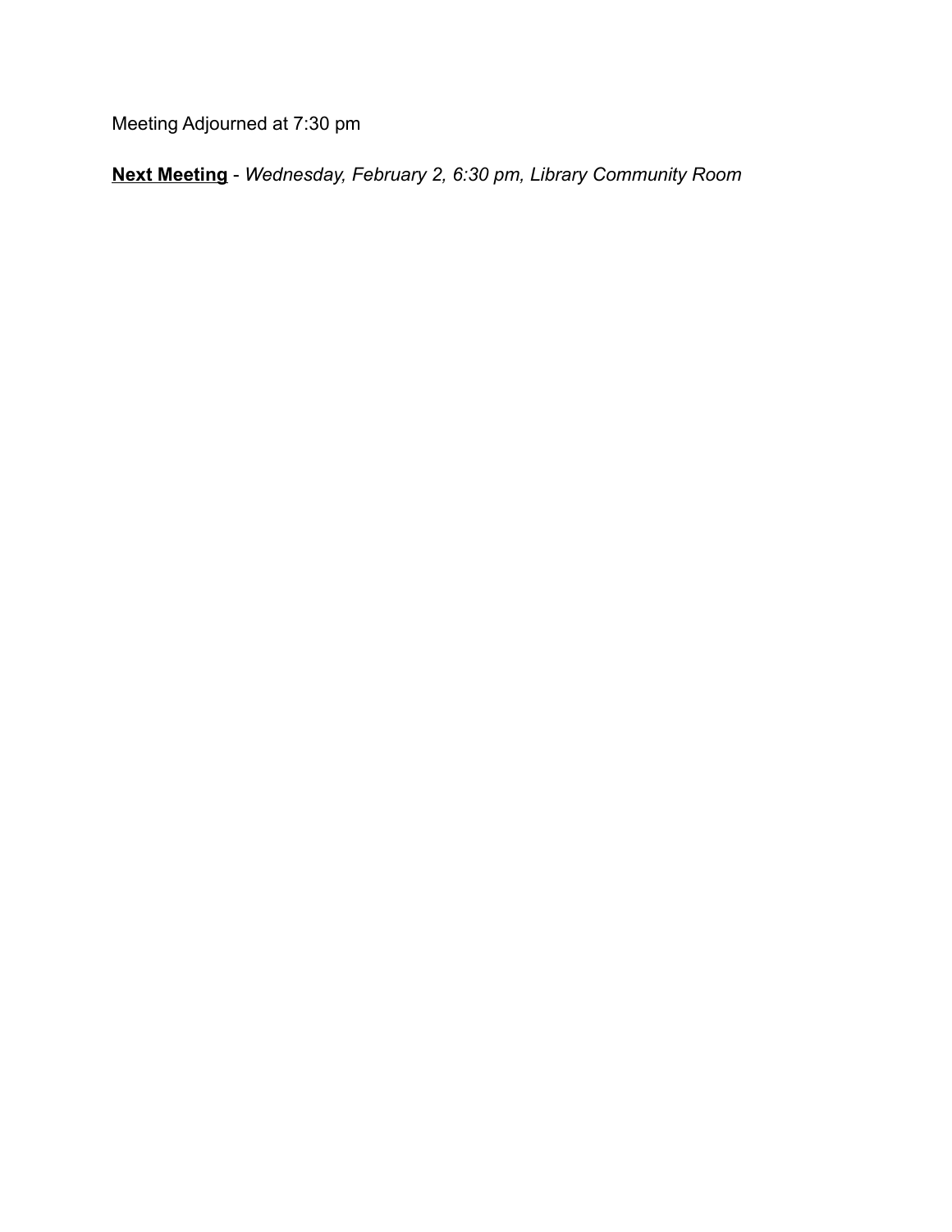Meeting Adjourned at 7:30 pm

**Next Meeting** - *Wednesday, February 2, 6:30 pm, Library Community Room*